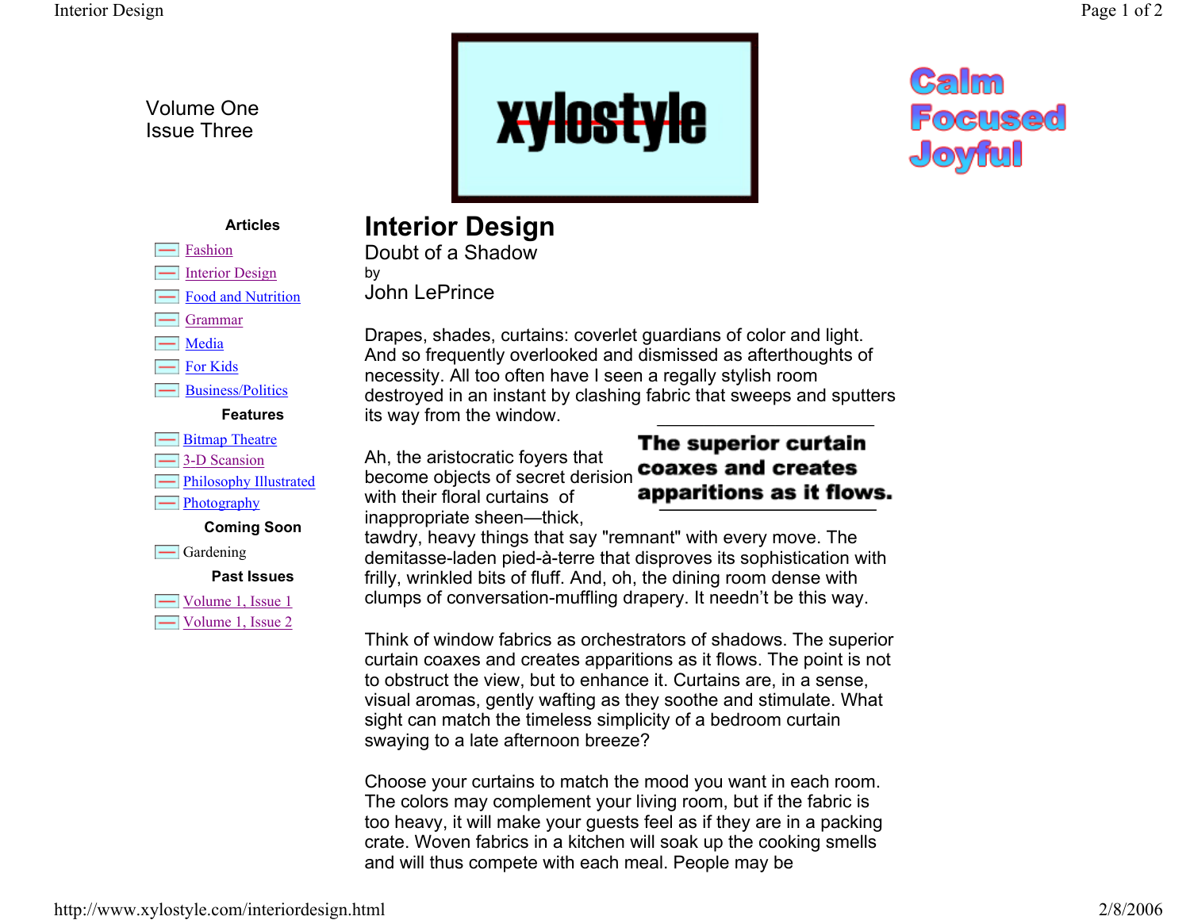Volume One
Issue Three

xylostyle

Calm
Focused
Joyful

**Articles**

- Fashion
- Interior Design
- Food and Nutrition
- Grammar
- Media
- For Kids
- Business/Politics

**Features**

- Bitmap Theatre
- 3-D Scansion
- Philosophy Illustrated
- Photography

**Coming Soon**

- Gardening

**Past Issues**

- Volume 1, Issue 1
- Volume 1, Issue 2

# Interior Design

## Doubt of a Shadow

by

John LePrince

Drapes, shades, curtains: coverlet guardians of color and light. And so frequently overlooked and dismissed as afterthoughts of necessity. All too often have I seen a regally stylish room destroyed in an instant by clashing fabric that sweeps and sputters its way from the window.

> **The superior curtain coaxes and creates apparitions as it flows.**

Ah, the aristocratic foyers that become objects of secret derision with their floral curtains of inappropriate sheen—thick, tawdry, heavy things that say "remnant" with every move. The demitasse-laden pied-à-terre that disproves its sophistication with frilly, wrinkled bits of fluff. And, oh, the dining room dense with clumps of conversation-muffling drapery. It needn't be this way.

Think of window fabrics as orchestrators of shadows. The superior curtain coaxes and creates apparitions as it flows. The point is not to obstruct the view, but to enhance it. Curtains are, in a sense, visual aromas, gently wafting as they soothe and stimulate. What sight can match the timeless simplicity of a bedroom curtain swaying to a late afternoon breeze?

Choose your curtains to match the mood you want in each room. The colors may complement your living room, but if the fabric is too heavy, it will make your guests feel as if they are in a packing crate. Woven fabrics in a kitchen will soak up the cooking smells and will thus compete with each meal. People may be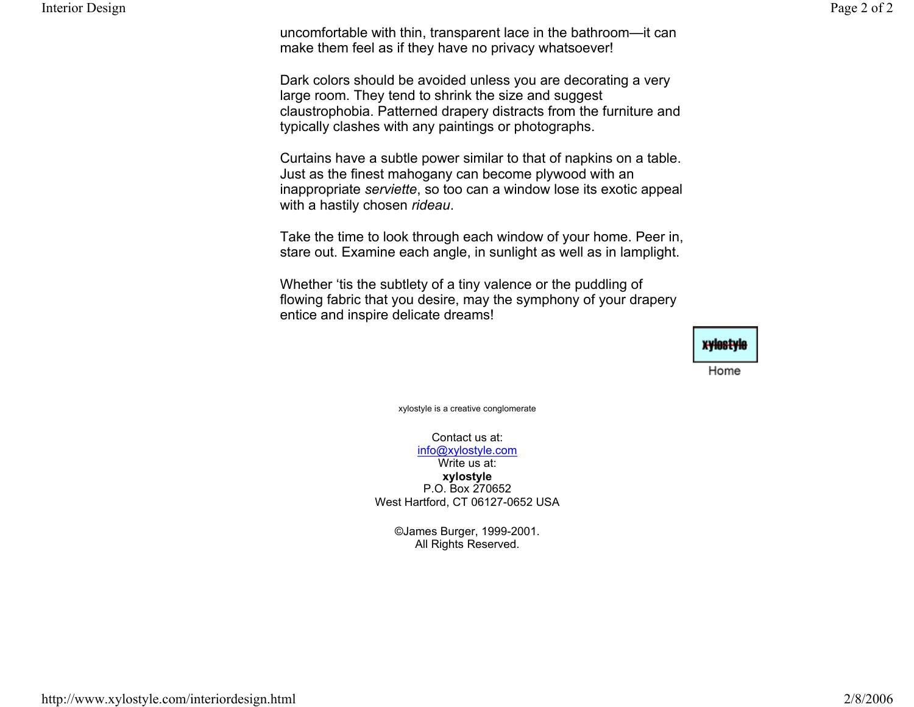uncomfortable with thin, transparent lace in the bathroom—it can make them feel as if they have no privacy whatsoever!

Dark colors should be avoided unless you are decorating a very large room. They tend to shrink the size and suggest claustrophobia. Patterned drapery distracts from the furniture and typically clashes with any paintings or photographs.

Curtains have a subtle power similar to that of napkins on a table. Just as the finest mahogany can become plywood with an inappropriate *serviette*, so too can a window lose its exotic appeal with a hastily chosen *rideau*.

Take the time to look through each window of your home. Peer in, stare out. Examine each angle, in sunlight as well as in lamplight.

Whether 'tis the subtlety of a tiny valence or the puddling of flowing fabric that you desire, may the symphony of your drapery entice and inspire delicate dreams!

xylostyle

Home

xylostyle is a creative conglomerate

Contact us at:
info@xylostyle.com
Write us at:
**xylostyle**
P.O. Box 270652
West Hartford, CT 06127-0652 USA

©James Burger, 1999-2001.
All Rights Reserved.